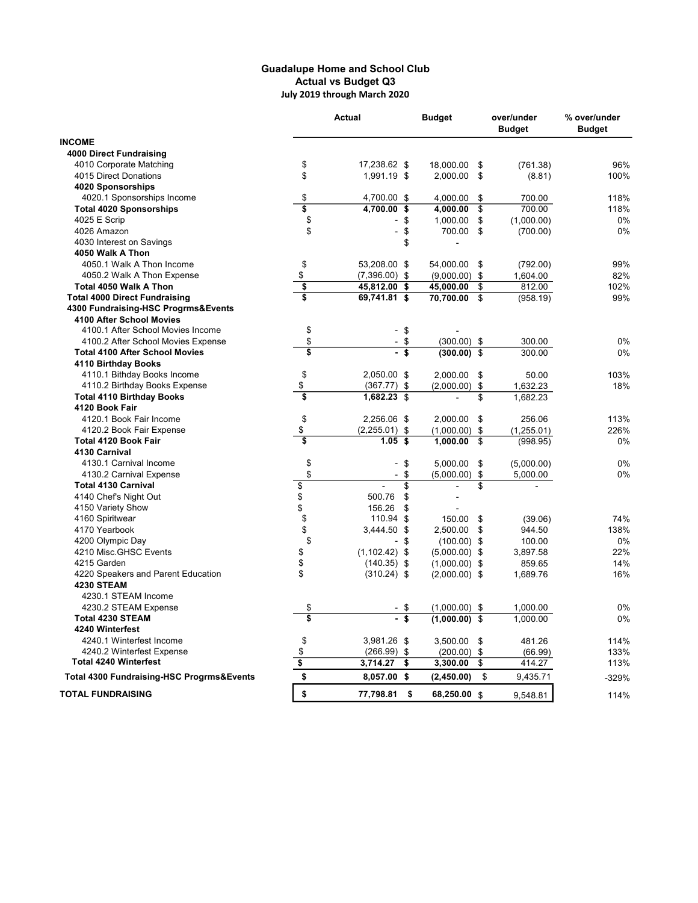**Guadalupe Home and School Club**
**Actual vs Budget Q3**
**July 2019 through March 2020**

| | Actual | Budget | over/under Budget | % over/under Budget |
|---|---|---|---|---|
| **INCOME** | | | | |
| **4000 Direct Fundraising** | | | | |
| 4010 Corporate Matching | $ 17,238.62 | $ 18,000.00 | $ (761.38) | 96% |
| 4015 Direct Donations | $ 1,991.19 | $ 2,000.00 | $ (8.81) | 100% |
| **4020 Sponsorships** | | | | |
| 4020.1 Sponsorships Income | $ 4,700.00 | $ 4,000.00 | $ 700.00 | 118% |
| **Total 4020 Sponsorships** | **$ 4,700.00** | **$ 4,000.00** | $ 700.00 | 118% |
| 4025 E Scrip | $ - | $ 1,000.00 | $ (1,000.00) | 0% |
| 4026 Amazon | $ - | $ 700.00 | $ (700.00) | 0% |
| 4030 Interest on Savings | | $ - | | |
| **4050 Walk A Thon** | | | | |
| 4050.1 Walk A Thon Income | $ 53,208.00 | $ 54,000.00 | $ (792.00) | 99% |
| 4050.2 Walk A Thon Expense | $ (7,396.00) | $ (9,000.00) | $ 1,604.00 | 82% |
| **Total 4050 Walk A Thon** | **$ 45,812.00** | **$ 45,000.00** | $ 812.00 | 102% |
| **Total 4000 Direct Fundraising** | **$ 69,741.81** | **$ 70,700.00** | $ (958.19) | 99% |
| **4300 Fundraising-HSC Progrms&Events** | | | | |
| **4100 After School Movies** | | | | |
| 4100.1 After School Movies Income | $ - | $ - | | |
| 4100.2 After School Movies Expense | $ - | $ (300.00) | $ 300.00 | 0% |
| **Total 4100 After School Movies** | **$ -** | **$ (300.00)** | $ 300.00 | 0% |
| **4110 Birthday Books** | | | | |
| 4110.1 Bithday Books Income | $ 2,050.00 | $ 2,000.00 | $ 50.00 | 103% |
| 4110.2 Birthday Books Expense | $ (367.77) | $ (2,000.00) | $ 1,632.23 | 18% |
| **Total 4110 Birthday Books** | **$ 1,682.23** | $ - | $ 1,682.23 | |
| **4120 Book Fair** | | | | |
| 4120.1 Book Fair Income | $ 2,256.06 | $ 2,000.00 | $ 256.06 | 113% |
| 4120.2 Book Fair Expense | $ (2,255.01) | $ (1,000.00) | $ (1,255.01) | 226% |
| **Total 4120 Book Fair** | **$ 1.05** | **$ 1,000.00** | $ (998.95) | 0% |
| **4130 Carnival** | | | | |
| 4130.1 Carnival Income | $ - | $ 5,000.00 | $ (5,000.00) | 0% |
| 4130.2 Carnival Expense | $ - | $ (5,000.00) | $ 5,000.00 | 0% |
| **Total 4130 Carnival** | $ - | $ - | $ - | |
| 4140 Chef's Night Out | $ 500.76 | $ - | | |
| 4150 Variety Show | $ 156.26 | $ - | | |
| 4160 Spiritwear | $ 110.94 | $ 150.00 | $ (39.06) | 74% |
| 4170 Yearbook | $ 3,444.50 | $ 2,500.00 | $ 944.50 | 138% |
| 4200 Olympic Day | $ - | $ (100.00) | $ 100.00 | 0% |
| 4210 Misc.GHSC Events | $ (1,102.42) | $ (5,000.00) | $ 3,897.58 | 22% |
| 4215 Garden | $ (140.35) | $ (1,000.00) | $ 859.65 | 14% |
| 4220 Speakers and Parent Education | $ (310.24) | $ (2,000.00) | $ 1,689.76 | 16% |
| **4230 STEAM** | | | | |
| 4230.1 STEAM Income | | | | |
| 4230.2 STEAM Expense | $ - | $ (1,000.00) | $ 1,000.00 | 0% |
| **Total 4230 STEAM** | **$ -** | **$ (1,000.00)** | $ 1,000.00 | 0% |
| **4240 Winterfest** | | | | |
| 4240.1 Winterfest Income | $ 3,981.26 | $ 3,500.00 | $ 481.26 | 114% |
| 4240.2 Winterfest Expense | $ (266.99) | $ (200.00) | $ (66.99) | 133% |
| **Total 4240 Winterfest** | **$ 3,714.27** | **$ 3,300.00** | $ 414.27 | 113% |
| **Total 4300 Fundraising-HSC Progrms&Events** | **$ 8,057.00** | **$ (2,450.00)** | $ 9,435.71 | -329% |
| **TOTAL FUNDRAISING** | **$ 77,798.81** | **$ 68,250.00** | $ 9,548.81 | 114% |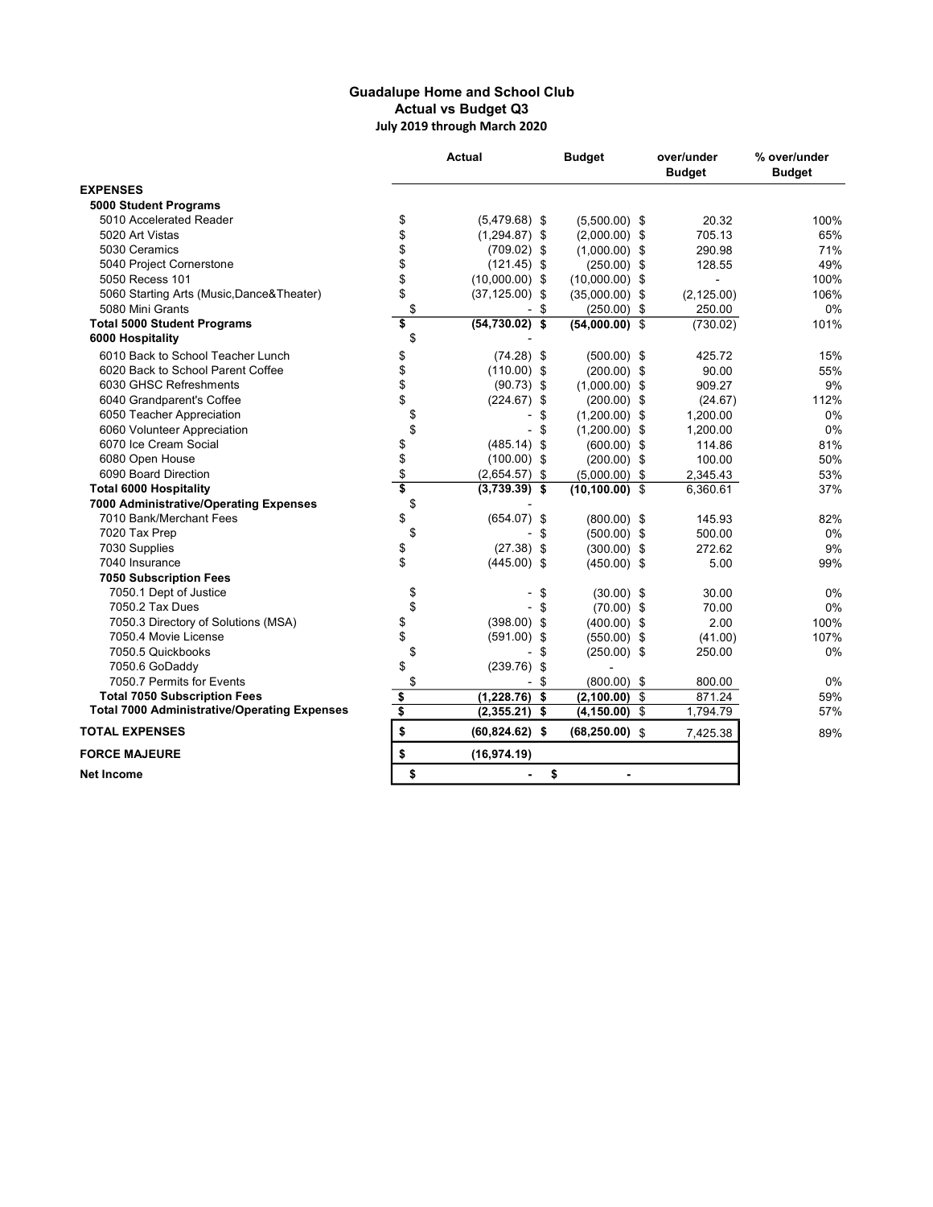**Guadalupe Home and School Club**
**Actual vs Budget Q3**
**July 2019 through March 2020**

| | Actual | Budget | over/under Budget | % over/under Budget |
|---|---|---|---|---|
| **EXPENSES** | | | | |
| **5000 Student Programs** | | | | |
| 5010 Accelerated Reader | $ (5,479.68) | $ (5,500.00) | $ 20.32 | 100% |
| 5020 Art Vistas | $ (1,294.87) | $ (2,000.00) | $ 705.13 | 65% |
| 5030 Ceramics | $ (709.02) | $ (1,000.00) | $ 290.98 | 71% |
| 5040 Project Cornerstone | $ (121.45) | $ (250.00) | $ 128.55 | 49% |
| 5050 Recess 101 | $ (10,000.00) | $ (10,000.00) | $ - | 100% |
| 5060 Starting Arts (Music,Dance&Theater) | $ (37,125.00) | $ (35,000.00) | $ (2,125.00) | 106% |
| 5080 Mini Grants | $ - | $ (250.00) | $ 250.00 | 0% |
| **Total 5000 Student Programs** | **$ (54,730.02)** | **$ (54,000.00)** | $ (730.02) | 101% |
| **6000 Hospitality** | $ - | | | |
| 6010 Back to School Teacher Lunch | $ (74.28) | $ (500.00) | $ 425.72 | 15% |
| 6020 Back to School Parent Coffee | $ (110.00) | $ (200.00) | $ 90.00 | 55% |
| 6030 GHSC Refreshments | $ (90.73) | $ (1,000.00) | $ 909.27 | 9% |
| 6040 Grandparent's Coffee | $ (224.67) | $ (200.00) | $ (24.67) | 112% |
| 6050 Teacher Appreciation | $ - | $ (1,200.00) | $ 1,200.00 | 0% |
| 6060 Volunteer Appreciation | $ - | $ (1,200.00) | $ 1,200.00 | 0% |
| 6070 Ice Cream Social | $ (485.14) | $ (600.00) | $ 114.86 | 81% |
| 6080 Open House | $ (100.00) | $ (200.00) | $ 100.00 | 50% |
| 6090 Board Direction | $ (2,654.57) | $ (5,000.00) | $ 2,345.43 | 53% |
| **Total 6000 Hospitality** | **$ (3,739.39)** | **$ (10,100.00)** | $ 6,360.61 | 37% |
| **7000 Administrative/Operating Expenses** | $ - | | | |
| 7010 Bank/Merchant Fees | $ (654.07) | $ (800.00) | $ 145.93 | 82% |
| 7020 Tax Prep | $ - | $ (500.00) | $ 500.00 | 0% |
| 7030 Supplies | $ (27.38) | $ (300.00) | $ 272.62 | 9% |
| 7040 Insurance | $ (445.00) | $ (450.00) | $ 5.00 | 99% |
| **7050 Subscription Fees** | | | | |
| 7050.1 Dept of Justice | $ - | $ (30.00) | $ 30.00 | 0% |
| 7050.2 Tax Dues | $ - | $ (70.00) | $ 70.00 | 0% |
| 7050.3 Directory of Solutions (MSA) | $ (398.00) | $ (400.00) | $ 2.00 | 100% |
| 7050.4 Movie License | $ (591.00) | $ (550.00) | $ (41.00) | 107% |
| 7050.5 Quickbooks | $ - | $ (250.00) | $ 250.00 | 0% |
| 7050.6 GoDaddy | $ (239.76) | $ - | | |
| 7050.7 Permits for Events | $ - | $ (800.00) | $ 800.00 | 0% |
| **Total 7050 Subscription Fees** | **$ (1,228.76)** | **$ (2,100.00)** | $ 871.24 | 59% |
| **Total 7000 Administrative/Operating Expenses** | **$ (2,355.21)** | **$ (4,150.00)** | $ 1,794.79 | 57% |
| **TOTAL EXPENSES** | **$ (60,824.62)** | **$ (68,250.00)** | $ 7,425.38 | 89% |
| **FORCE MAJEURE** | **$ (16,974.19)** | | | |
| **Net Income** | **$ -** | **$ -** | | |